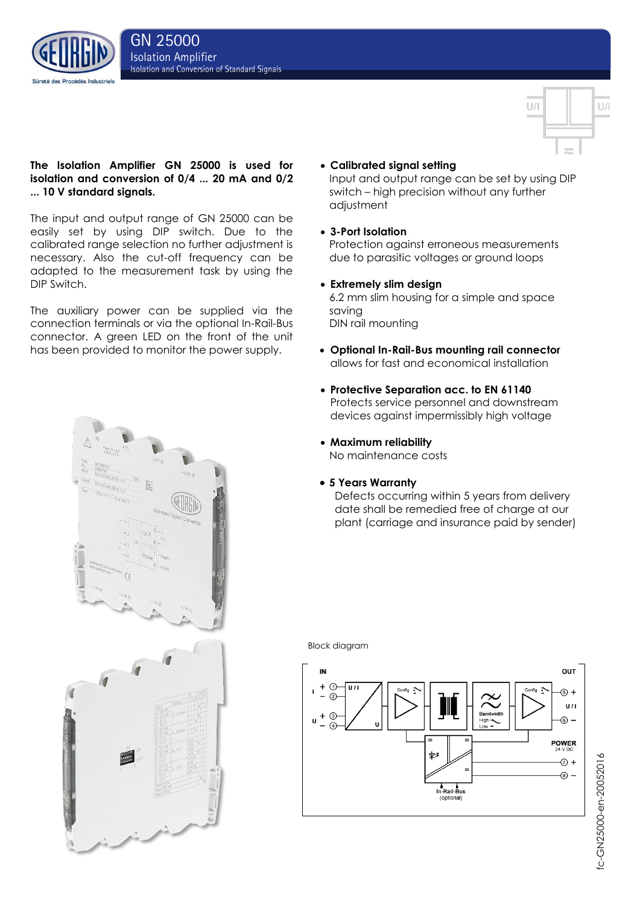# GN 25000

## Isolation Amplifier

Isolation and Conversion of Standard Signals

**The Isolation Amplifier GN 25000 is used for isolation and conversion of 0/4 ... 20 mA and 0/2 ... 10 V standard signals.**

The input and output range of GN 25000 can be easily set by using DIP switch. Due to the calibrated range selection no further adjustment is necessary. Also the cut-off frequency can be adapted to the measurement task by using the DIP Switch.

The auxiliary power can be supplied via the connection terminals or via the optional In-Rail-Bus connector. A green LED on the front of the unit has been provided to monitor the power supply.

- **Calibrated signal setting**
  Input and output range can be set by using DIP switch – high precision without any further adjustment
- **3-Port Isolation**
  Protection against erroneous measurements due to parasitic voltages or ground loops
- **Extremely slim design**
  6.2 mm slim housing for a simple and space saving
  DIN rail mounting
- **Optional In-Rail-Bus mounting rail connector**
  allows for fast and economical installation
- **Protective Separation acc. to EN 61140**
  Protects service personnel and downstream devices against impermissibly high voltage
- **Maximum reliability**
  No maintenance costs
- **5 Years Warranty**
  Defects occurring within 5 years from delivery date shall be remedied free of charge at our plant (carriage and insurance paid by sender)

Block diagram

fc-GN25000-en-20052016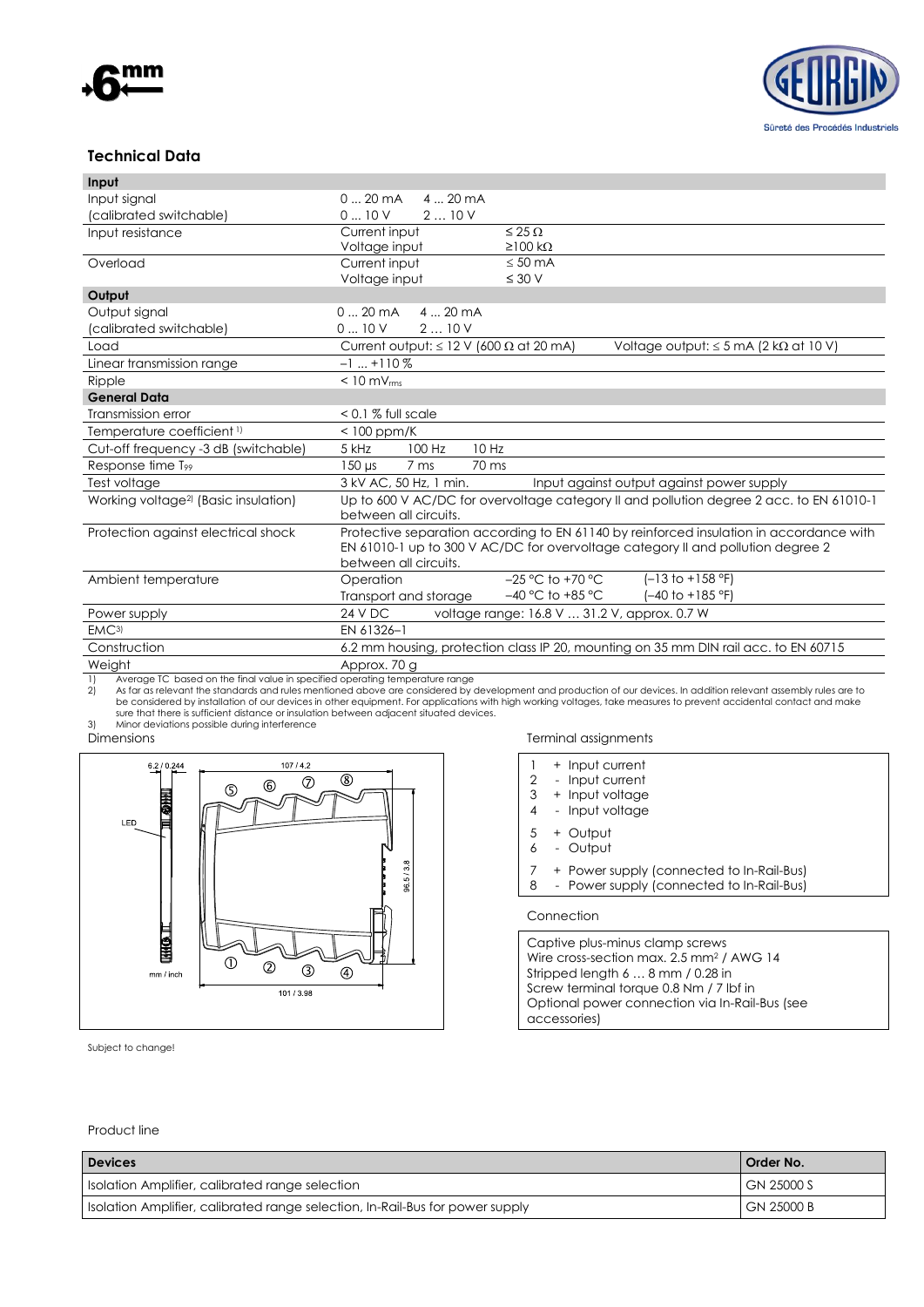## Technical Data

| | |
|---|---|
| **Input** | |
| Input signal (calibrated switchable) | 0 ... 20 mA 4 ... 20 mA<br>0 ... 10 V 2 ... 10 V |
| Input resistance | Current input ≤ 25 Ω<br>Voltage input ≥100 kΩ |
| Overload | Current input ≤ 50 mA<br>Voltage input ≤ 30 V |
| **Output** | |
| Output signal (calibrated switchable) | 0 ... 20 mA 4 ... 20 mA<br>0 ... 10 V 2 ... 10 V |
| Load | Current output: ≤ 12 V (600 Ω at 20 mA) Voltage output: ≤ 5 mA (2 kΩ at 10 V) |
| Linear transmission range | –1 ... +110 % |
| Ripple | < 10 $mV_{rms}$ |
| **General Data** | |
| Transmission error | < 0.1 % full scale |
| Temperature coefficient [1] | < 100 ppm/K |
| Cut-off frequency -3 dB (switchable) | 5 kHz 100 Hz 10 Hz |
| Response time $T_{99}$ | 150 µs 7 ms 70 ms |
| Test voltage | 3 kV AC, 50 Hz, 1 min. Input against output against power supply |
| Working voltage[2] (Basic insulation) | Up to 600 V AC/DC for overvoltage category II and pollution degree 2 acc. to EN 61010-1 between all circuits. |
| Protection against electrical shock | Protective separation according to EN 61140 by reinforced insulation in accordance with EN 61010-1 up to 300 V AC/DC for overvoltage category II and pollution degree 2 between all circuits. |
| Ambient temperature | Operation –25 °C to +70 °C (–13 to +158 °F)<br>Transport and storage –40 °C to +85 °C (–40 to +185 °F) |
| Power supply | 24 V DC voltage range: 16.8 V ... 31.2 V, approx. 0.7 W |
| EMC[3] | EN 61326–1 |
| Construction | 6.2 mm housing, protection class IP 20, mounting on 35 mm DIN rail acc. to EN 60715 |
| Weight | Approx. 70 g |

1) Average TC based on the final value in specified operating temperature range
2) As far as relevant the standards and rules mentioned above are considered by development and production of our devices. In addition relevant assembly rules are to be considered by installation of our devices in other equipment. For applications with high working voltages, take measures to prevent accidental contact and make sure that there is sufficient distance or insulation between adjacent situated devices.
3) Minor deviations possible during interference

Dimensions

6.2 / 0.244
107 / 4.2
LED
96.5 / 3.8
mm / inch
101 / 3.98
① ② ③ ④ ⑤ ⑥ ⑦ ⑧

Terminal assignments

1 + Input current
2 - Input current
3 + Input voltage
4 - Input voltage

5 + Output
6 - Output

7 + Power supply (connected to In-Rail-Bus)
8 - Power supply (connected to In-Rail-Bus)

Connection

Captive plus-minus clamp screws
Wire cross-section max. 2.5 mm² / AWG 14
Stripped length 6 ... 8 mm / 0.28 in
Screw terminal torque 0.8 Nm / 7 lbf in
Optional power connection via In-Rail-Bus (see accessories)

Subject to change!

Product line

| Devices | Order No. |
|---|---|
| Isolation Amplifier, calibrated range selection | GN 25000 S |
| Isolation Amplifier, calibrated range selection, In-Rail-Bus for power supply | GN 25000 B |